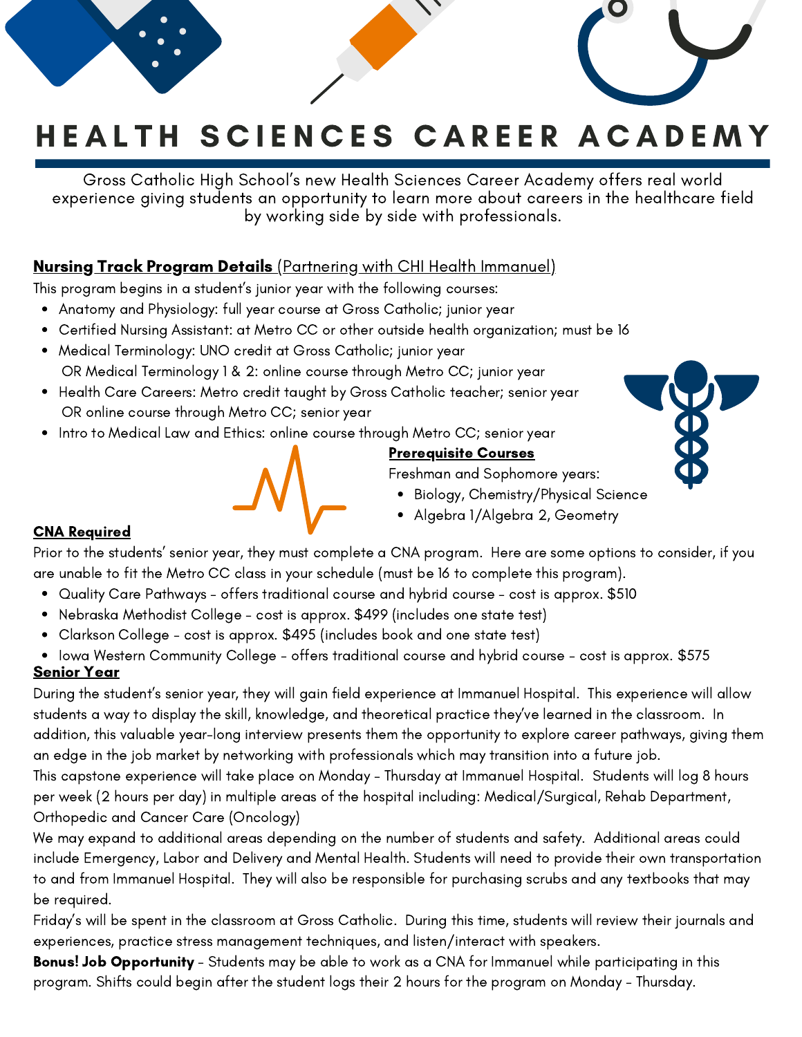# HEALTH SCIENCES CAREER ACADEMY

Gross Catholic High School's new Health Sciences Career Academy offers real world experience giving students an opportunity to learn more about careers in the healthcare field by working side by side with professionals.

## Nursing Track Program Details (Partnering with CHI Health Immanuel)

This program begins in a student's junior year with the following courses:

- Anatomy and Physiology: full year course at Gross Catholic; junior year
- Certified Nursing Assistant: at Metro CC or other outside health organization; must be 16
- Medical Terminology: UNO credit at Gross Catholic; junior year
  OR Medical Terminology 1 & 2: online course through Metro CC; junior year
- Health Care Careers: Metro credit taught by Gross Catholic teacher; senior year
  OR online course through Metro CC; senior year
- Intro to Medical Law and Ethics: online course through Metro CC; senior year

## Prerequisite Courses

Freshman and Sophomore years:

- Biology, Chemistry/Physical Science
- Algebra 1/Algebra 2, Geometry

## CNA Required

Prior to the students' senior year, they must complete a CNA program. Here are some options to consider, if you are unable to fit the Metro CC class in your schedule (must be 16 to complete this program).

- Quality Care Pathways - offers traditional course and hybrid course - cost is approx. $510
- Nebraska Methodist College - cost is approx. $499 (includes one state test)
- Clarkson College - cost is approx. $495 (includes book and one state test)
- Iowa Western Community College - offers traditional course and hybrid course - cost is approx. $575

## Senior Year

During the student's senior year, they will gain field experience at Immanuel Hospital. This experience will allow students a way to display the skill, knowledge, and theoretical practice they've learned in the classroom. In addition, this valuable year-long interview presents them the opportunity to explore career pathways, giving them an edge in the job market by networking with professionals which may transition into a future job.

This capstone experience will take place on Monday - Thursday at Immanuel Hospital. Students will log 8 hours per week (2 hours per day) in multiple areas of the hospital including: Medical/Surgical, Rehab Department, Orthopedic and Cancer Care (Oncology)

We may expand to additional areas depending on the number of students and safety. Additional areas could include Emergency, Labor and Delivery and Mental Health. Students will need to provide their own transportation to and from Immanuel Hospital. They will also be responsible for purchasing scrubs and any textbooks that may be required.

Friday's will be spent in the classroom at Gross Catholic. During this time, students will review their journals and experiences, practice stress management techniques, and listen/interact with speakers.

**Bonus! Job Opportunity** - Students may be able to work as a CNA for Immanuel while participating in this program. Shifts could begin after the student logs their 2 hours for the program on Monday - Thursday.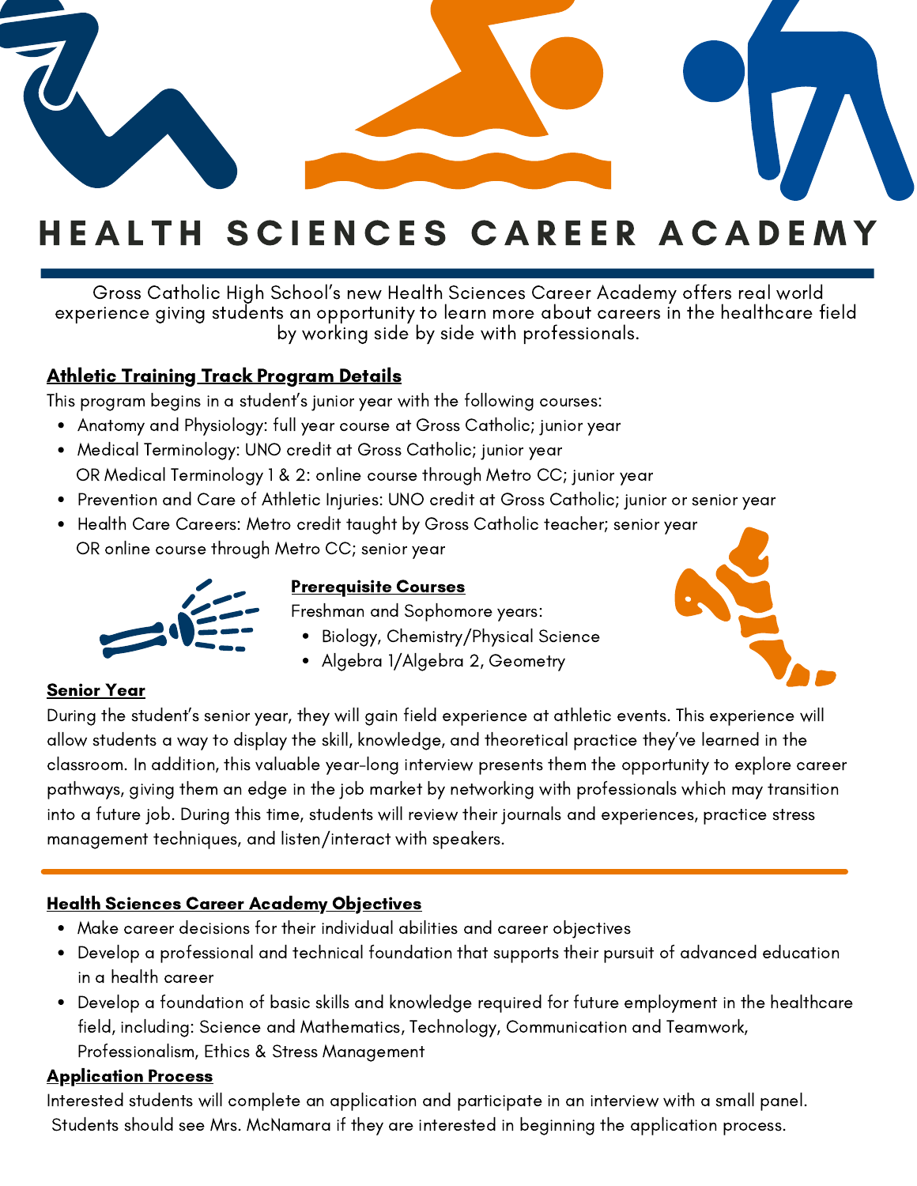# HEALTH SCIENCES CAREER ACADEMY

Gross Catholic High School's new Health Sciences Career Academy offers real world experience giving students an opportunity to learn more about careers in the healthcare field by working side by side with professionals.

## Athletic Training Track Program Details

This program begins in a student's junior year with the following courses:

- Anatomy and Physiology: full year course at Gross Catholic; junior year
- Medical Terminology: UNO credit at Gross Catholic; junior year
  OR Medical Terminology 1 & 2: online course through Metro CC; junior year
- Prevention and Care of Athletic Injuries: UNO credit at Gross Catholic; junior or senior year
- Health Care Careers: Metro credit taught by Gross Catholic teacher; senior year
  OR online course through Metro CC; senior year

## Prerequisite Courses

Freshman and Sophomore years:

- Biology, Chemistry/Physical Science
- Algebra 1/Algebra 2, Geometry

## Senior Year

During the student's senior year, they will gain field experience at athletic events. This experience will allow students a way to display the skill, knowledge, and theoretical practice they've learned in the classroom. In addition, this valuable year-long interview presents them the opportunity to explore career pathways, giving them an edge in the job market by networking with professionals which may transition into a future job. During this time, students will review their journals and experiences, practice stress management techniques, and listen/interact with speakers.

## Health Sciences Career Academy Objectives

- Make career decisions for their individual abilities and career objectives
- Develop a professional and technical foundation that supports their pursuit of advanced education in a health career
- Develop a foundation of basic skills and knowledge required for future employment in the healthcare field, including: Science and Mathematics, Technology, Communication and Teamwork, Professionalism, Ethics & Stress Management

## Application Process

Interested students will complete an application and participate in an interview with a small panel. Students should see Mrs. McNamara if they are interested in beginning the application process.